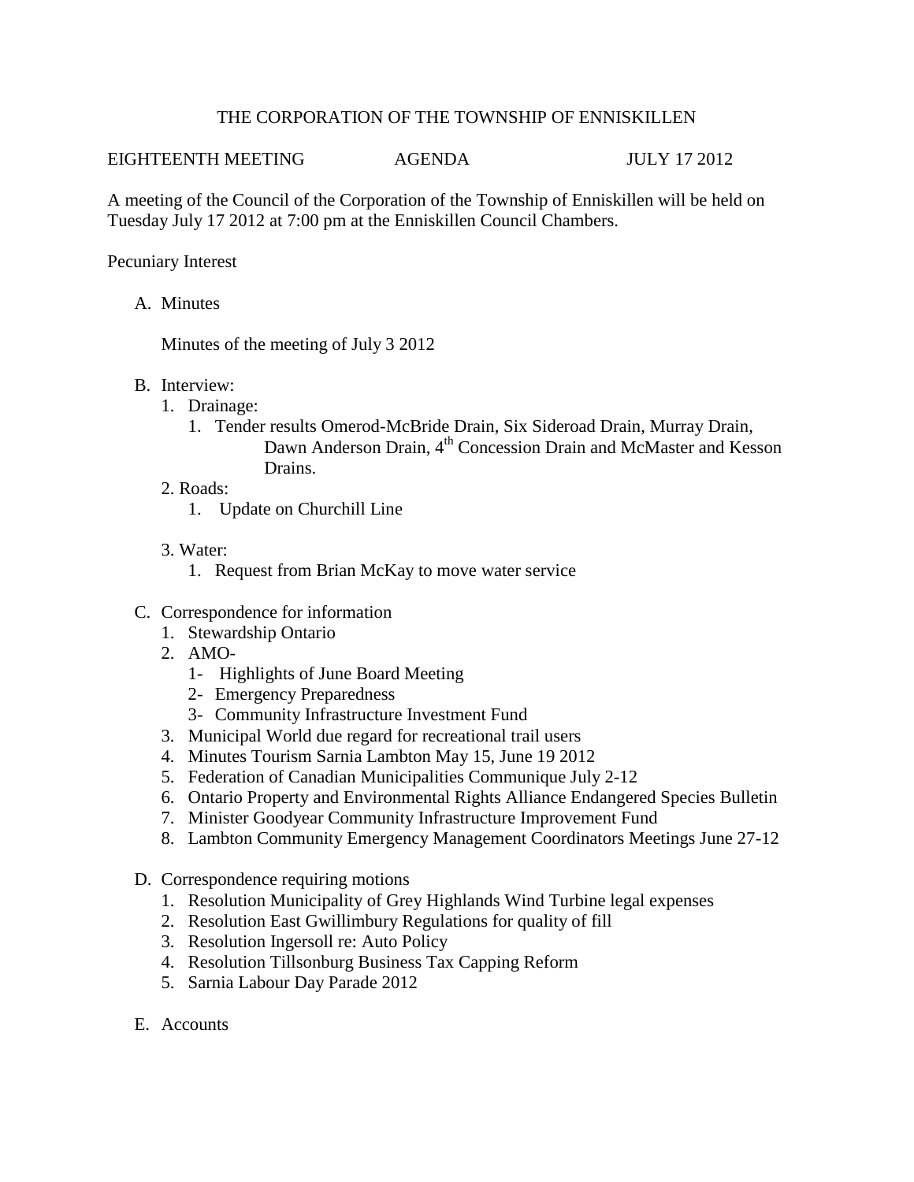# THE CORPORATION OF THE TOWNSHIP OF ENNISKILLEN

EIGHTEENTH MEETING AGENDA JULY 17 2012

A meeting of the Council of the Corporation of the Township of Enniskillen will be held on Tuesday July 17 2012 at 7:00 pm at the Enniskillen Council Chambers.

Pecuniary Interest

A. Minutes

   Minutes of the meeting of July 3 2012

B. Interview:
   1. Drainage:
      1. Tender results Omerod-McBride Drain, Six Sideroad Drain, Murray Drain, Dawn Anderson Drain, 4th Concession Drain and McMaster and Kesson Drains.
   2. Roads:
      1. Update on Churchill Line
   3. Water:
      1. Request from Brian McKay to move water service

C. Correspondence for information
   1. Stewardship Ontario
   2. AMO-
      1- Highlights of June Board Meeting
      2- Emergency Preparedness
      3- Community Infrastructure Investment Fund
   3. Municipal World due regard for recreational trail users
   4. Minutes Tourism Sarnia Lambton May 15, June 19 2012
   5. Federation of Canadian Municipalities Communique July 2-12
   6. Ontario Property and Environmental Rights Alliance Endangered Species Bulletin
   7. Minister Goodyear Community Infrastructure Improvement Fund
   8. Lambton Community Emergency Management Coordinators Meetings June 27-12

D. Correspondence requiring motions
   1. Resolution Municipality of Grey Highlands Wind Turbine legal expenses
   2. Resolution East Gwillimbury Regulations for quality of fill
   3. Resolution Ingersoll re: Auto Policy
   4. Resolution Tillsonburg Business Tax Capping Reform
   5. Sarnia Labour Day Parade 2012

E. Accounts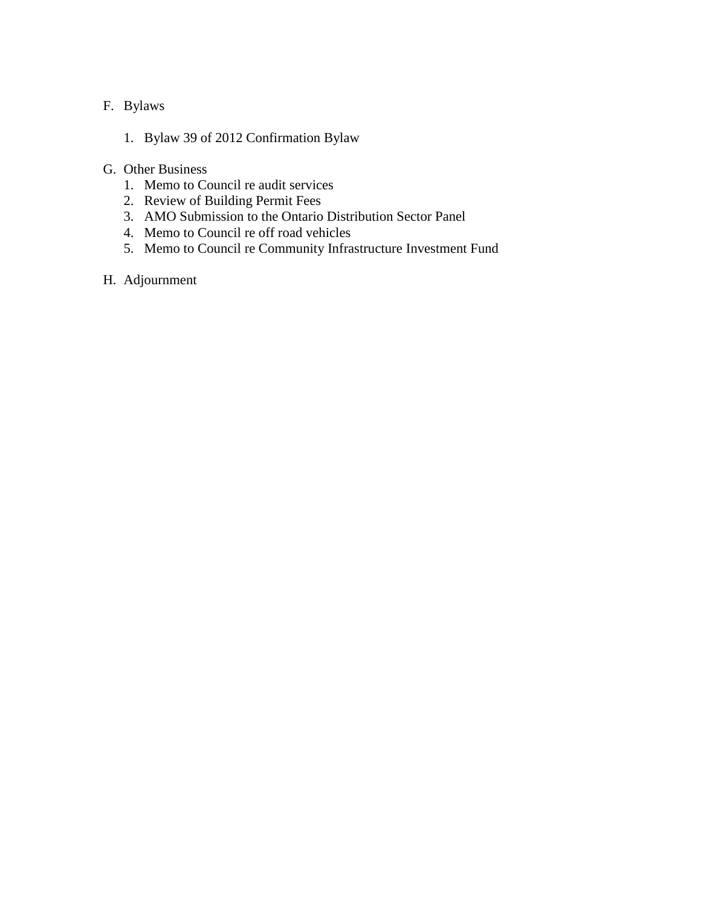F. Bylaws

   1. Bylaw 39 of 2012 Confirmation Bylaw

G. Other Business

   1. Memo to Council re audit services
   2. Review of Building Permit Fees
   3. AMO Submission to the Ontario Distribution Sector Panel
   4. Memo to Council re off road vehicles
   5. Memo to Council re Community Infrastructure Investment Fund

H. Adjournment